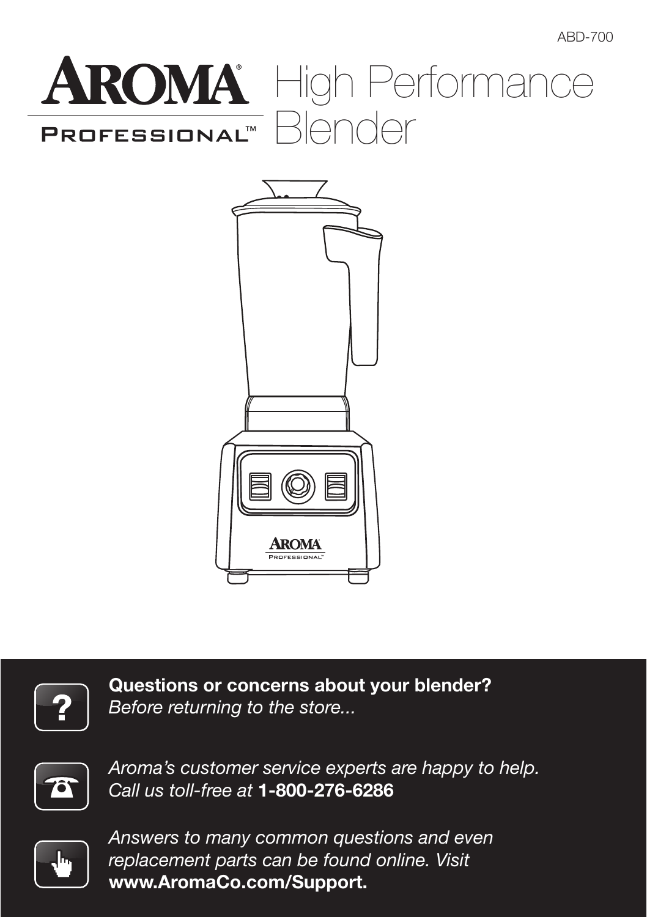ABD-700

# AROMA® PROFESSIONAL™ High Performance Blender

**Questions or concerns about your blender?**
*Before returning to the store...*

*Aroma's customer service experts are happy to help. Call us toll-free at* **1-800-276-6286**

*Answers to many common questions and even replacement parts can be found online. Visit* **www.AromaCo.com/Support.**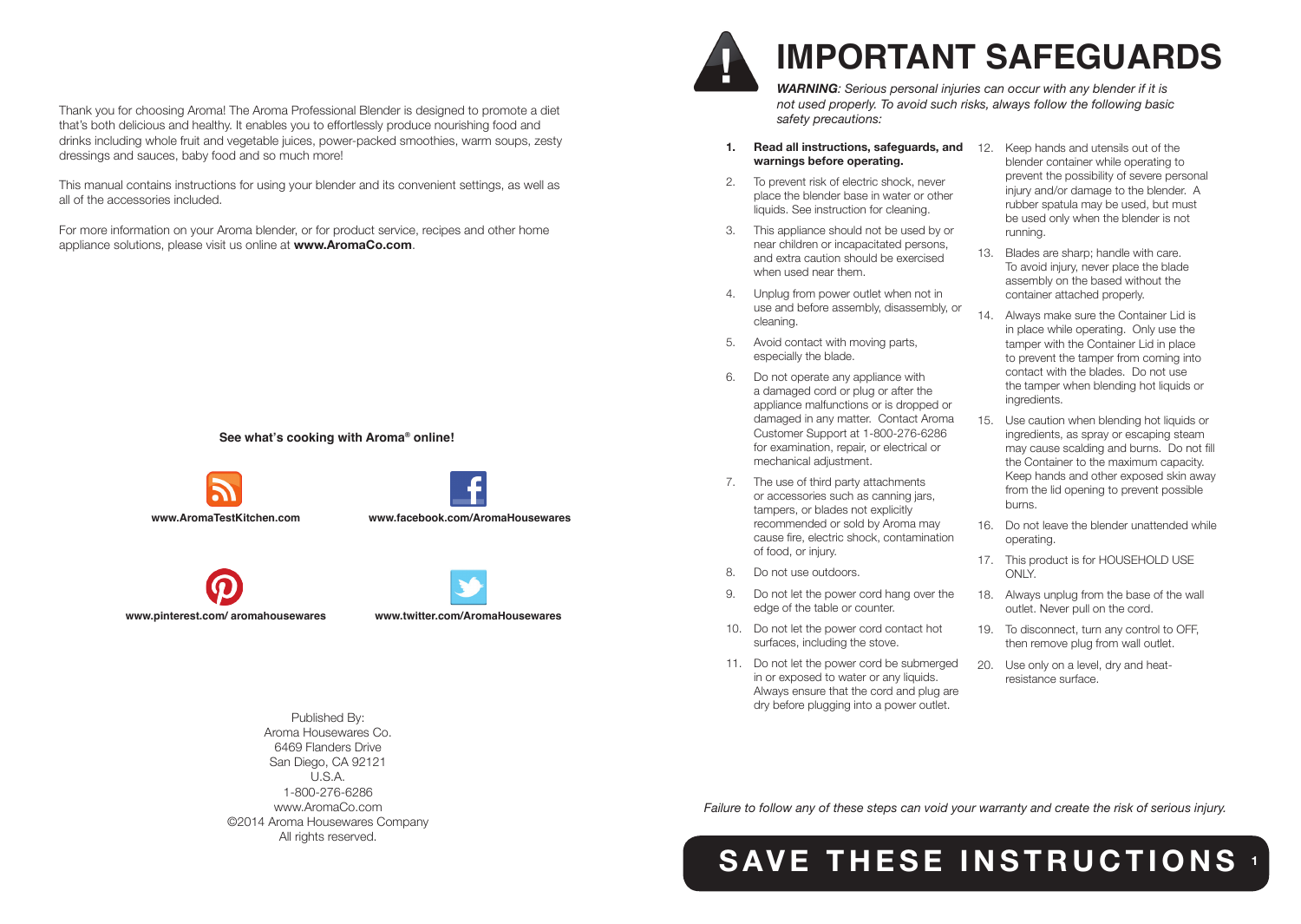Thank you for choosing Aroma! The Aroma Professional Blender is designed to promote a diet that's both delicious and healthy. It enables you to effortlessly produce nourishing food and drinks including whole fruit and vegetable juices, power-packed smoothies, warm soups, zesty dressings and sauces, baby food and so much more!

This manual contains instructions for using your blender and its convenient settings, as well as all of the accessories included.

For more information on your Aroma blender, or for product service, recipes and other home appliance solutions, please visit us online at **www.AromaCo.com**.

**See what's cooking with Aroma® online!**

**www.AromaTestKitchen.com**

**www.facebook.com/AromaHousewares**

**www.pinterest.com/ aromahousewares**

**www.twitter.com/AromaHousewares**

Published By:
Aroma Housewares Co.
6469 Flanders Drive
San Diego, CA 92121
U.S.A.
1-800-276-6286
www.AromaCo.com
©2014 Aroma Housewares Company
All rights reserved.

# IMPORTANT SAFEGUARDS

***WARNING**: Serious personal injuries can occur with any blender if it is not used properly. To avoid such risks, always follow the following basic safety precautions:*

1. **Read all instructions, safeguards, and warnings before operating.**
2. To prevent risk of electric shock, never place the blender base in water or other liquids. See instruction for cleaning.
3. This appliance should not be used by or near children or incapacitated persons, and extra caution should be exercised when used near them.
4. Unplug from power outlet when not in use and before assembly, disassembly, or cleaning.
5. Avoid contact with moving parts, especially the blade.
6. Do not operate any appliance with a damaged cord or plug or after the appliance malfunctions or is dropped or damaged in any matter. Contact Aroma Customer Support at 1-800-276-6286 for examination, repair, or electrical or mechanical adjustment.
7. The use of third party attachments or accessories such as canning jars, tampers, or blades not explicitly recommended or sold by Aroma may cause fire, electric shock, contamination of food, or injury.
8. Do not use outdoors.
9. Do not let the power cord hang over the edge of the table or counter.
10. Do not let the power cord contact hot surfaces, including the stove.
11. Do not let the power cord be submerged in or exposed to water or any liquids. Always ensure that the cord and plug are dry before plugging into a power outlet.
12. Keep hands and utensils out of the blender container while operating to prevent the possibility of severe personal injury and/or damage to the blender. A rubber spatula may be used, but must be used only when the blender is not running.
13. Blades are sharp; handle with care. To avoid injury, never place the blade assembly on the based without the container attached properly.
14. Always make sure the Container Lid is in place while operating. Only use the tamper with the Container Lid in place to prevent the tamper from coming into contact with the blades. Do not use the tamper when blending hot liquids or ingredients.
15. Use caution when blending hot liquids or ingredients, as spray or escaping steam may cause scalding and burns. Do not fill the Container to the maximum capacity. Keep hands and other exposed skin away from the lid opening to prevent possible burns.
16. Do not leave the blender unattended while operating.
17. This product is for HOUSEHOLD USE ONLY.
18. Always unplug from the base of the wall outlet. Never pull on the cord.
19. To disconnect, turn any control to OFF, then remove plug from wall outlet.
20. Use only on a level, dry and heat-resistance surface.

*Failure to follow any of these steps can void your warranty and create the risk of serious injury.*

## SAVE THESE INSTRUCTIONS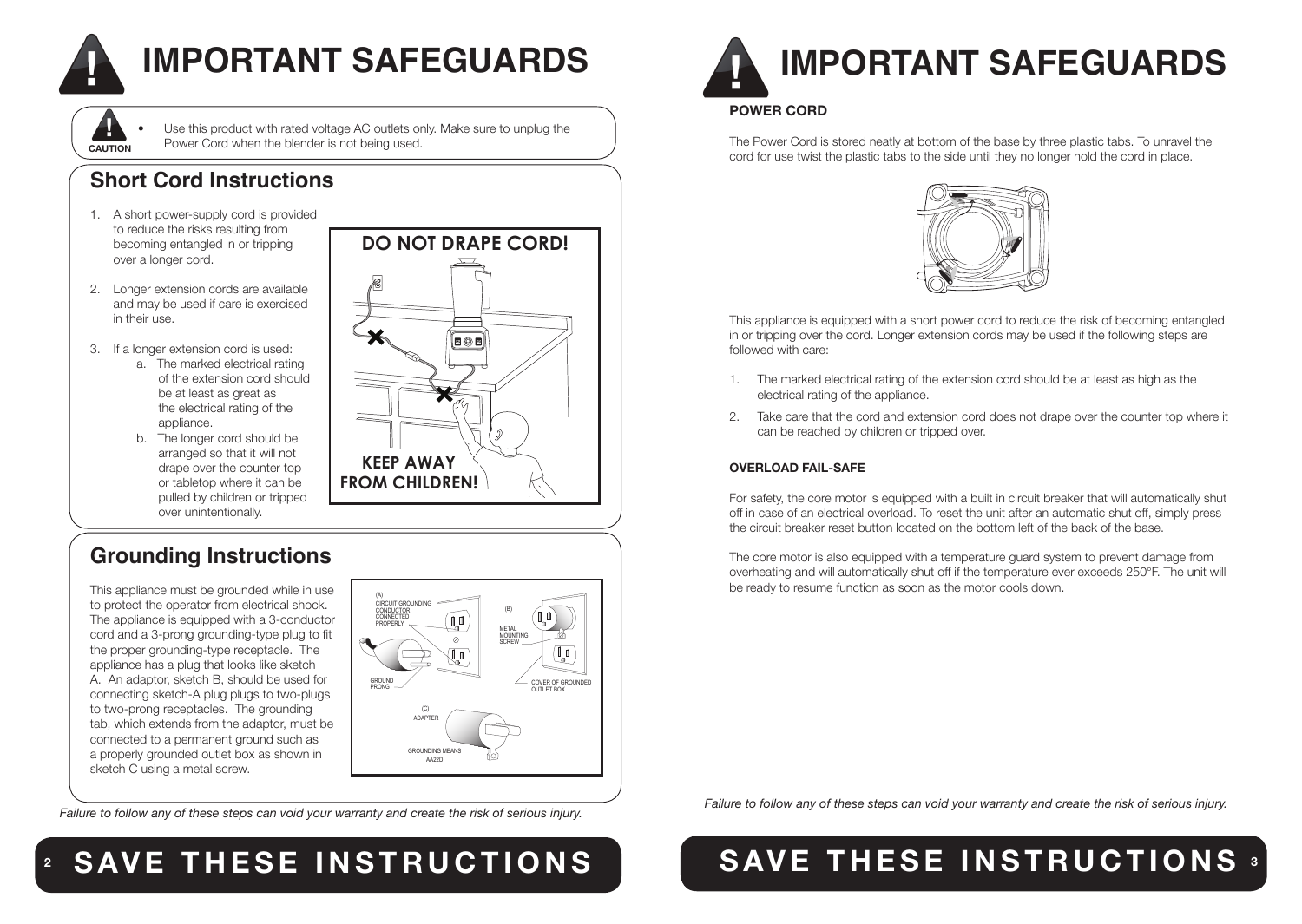# IMPORTANT SAFEGUARDS

**CAUTION**

- Use this product with rated voltage AC outlets only. Make sure to unplug the Power Cord when the blender is not being used.

## Short Cord Instructions

1. A short power-supply cord is provided to reduce the risks resulting from becoming entangled in or tripping over a longer cord.
2. Longer extension cords are available and may be used if care is exercised in their use.
3. If a longer extension cord is used:
   a. The marked electrical rating of the extension cord should be at least as great as the electrical rating of the appliance.
   b. The longer cord should be arranged so that it will not drape over the counter top or tabletop where it can be pulled by children or tripped over unintentionally.

DO NOT DRAPE CORD!

KEEP AWAY FROM CHILDREN!

## Grounding Instructions

This appliance must be grounded while in use to protect the operator from electrical shock. The appliance is equipped with a 3-conductor cord and a 3-prong grounding-type plug to fit the proper grounding-type receptacle. The appliance has a plug that looks like sketch A. An adaptor, sketch B, should be used for connecting sketch-A plug plugs to two-plugs to two-prong receptacles. The grounding tab, which extends from the adaptor, must be connected to a permanent ground such as a properly grounded outlet box as shown in sketch C using a metal screw.

(A) CIRCUIT GROUNDING CONDUCTOR CONNECTED PROPERLY
GROUND PRONG
(B) METAL MOUNTING SCREW
COVER OF GROUNDED OUTLET BOX
(C) ADAPTER
GROUNDING MEANS
AA22D

*Failure to follow any of these steps can void your warranty and create the risk of serious injury.*

**SAVE THESE INSTRUCTIONS**

# IMPORTANT SAFEGUARDS

**POWER CORD**

The Power Cord is stored neatly at bottom of the base by three plastic tabs. To unravel the cord for use twist the plastic tabs to the side until they no longer hold the cord in place.

This appliance is equipped with a short power cord to reduce the risk of becoming entangled in or tripping over the cord. Longer extension cords may be used if the following steps are followed with care:

1. The marked electrical rating of the extension cord should be at least as high as the electrical rating of the appliance.
2. Take care that the cord and extension cord does not drape over the counter top where it can be reached by children or tripped over.

**OVERLOAD FAIL-SAFE**

For safety, the core motor is equipped with a built in circuit breaker that will automatically shut off in case of an electrical overload. To reset the unit after an automatic shut off, simply press the circuit breaker reset button located on the bottom left of the back of the base.

The core motor is also equipped with a temperature guard system to prevent damage from overheating and will automatically shut off if the temperature ever exceeds 250°F. The unit will be ready to resume function as soon as the motor cools down.

*Failure to follow any of these steps can void your warranty and create the risk of serious injury.*

**SAVE THESE INSTRUCTIONS**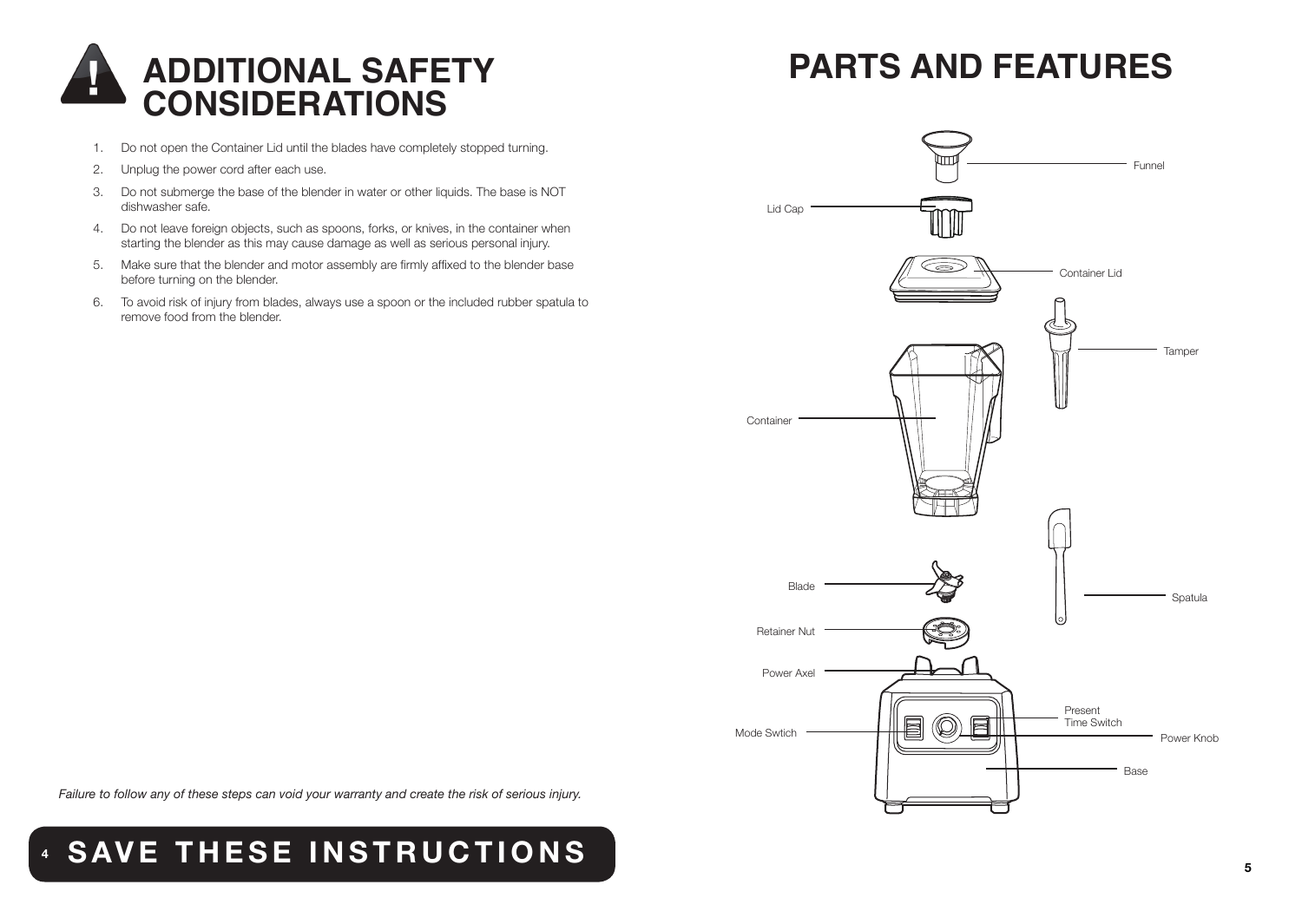# ADDITIONAL SAFETY CONSIDERATIONS

1. Do not open the Container Lid until the blades have completely stopped turning.
2. Unplug the power cord after each use.
3. Do not submerge the base of the blender in water or other liquids. The base is NOT dishwasher safe.
4. Do not leave foreign objects, such as spoons, forks, or knives, in the container when starting the blender as this may cause damage as well as serious personal injury.
5. Make sure that the blender and motor assembly are firmly affixed to the blender base before turning on the blender.
6. To avoid risk of injury from blades, always use a spoon or the included rubber spatula to remove food from the blender.

*Failure to follow any of these steps can void your warranty and create the risk of serious injury.*

**SAVE THESE INSTRUCTIONS**

# PARTS AND FEATURES

Funnel

Lid Cap

Container Lid

Tamper

Container

Blade

Spatula

Retainer Nut

Power Axel

Present Time Switch

Mode Swtich

Power Knob

Base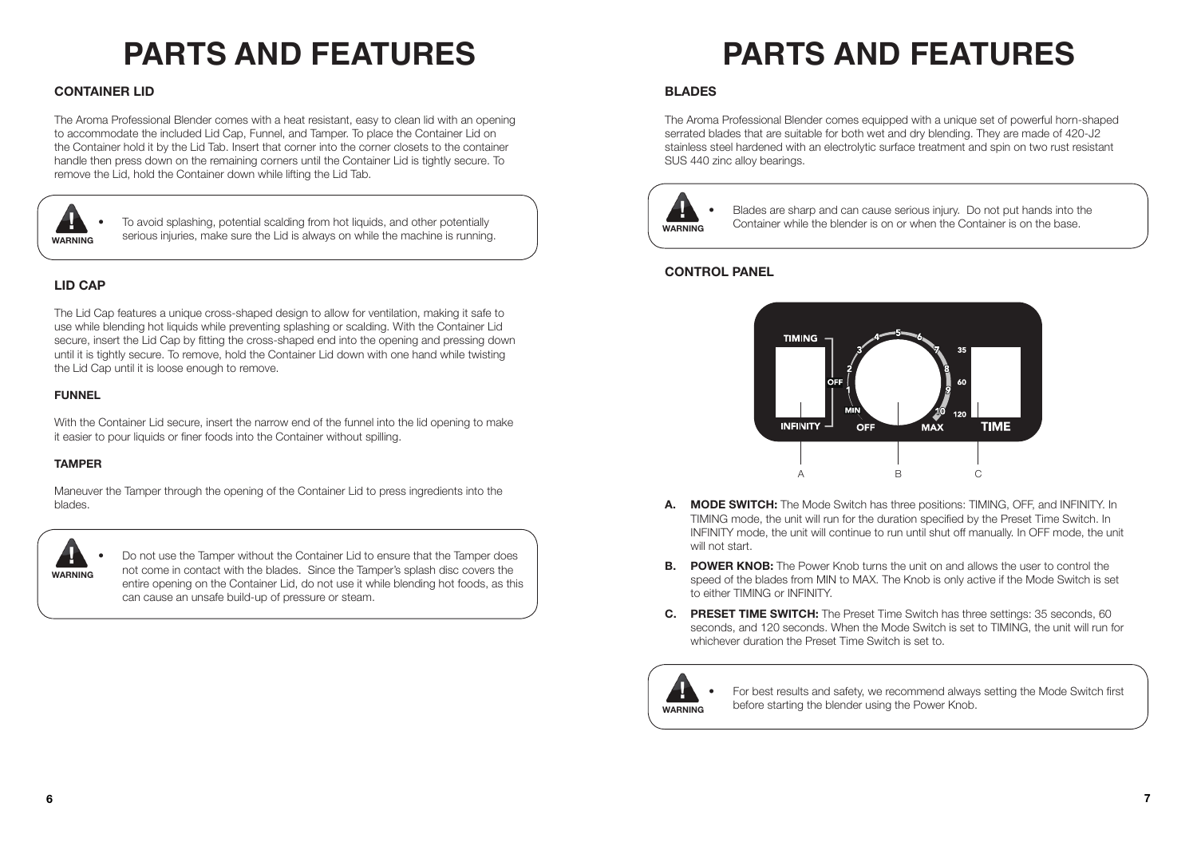# PARTS AND FEATURES

### CONTAINER LID

The Aroma Professional Blender comes with a heat resistant, easy to clean lid with an opening to accommodate the included Lid Cap, Funnel, and Tamper. To place the Container Lid on the Container hold it by the Lid Tab. Insert that corner into the corner closets to the container handle then press down on the remaining corners until the Container Lid is tightly secure. To remove the Lid, hold the Container down while lifting the Lid Tab.

**WARNING**

- To avoid splashing, potential scalding from hot liquids, and other potentially serious injuries, make sure the Lid is always on while the machine is running.

### LID CAP

The Lid Cap features a unique cross-shaped design to allow for ventilation, making it safe to use while blending hot liquids while preventing splashing or scalding. With the Container Lid secure, insert the Lid Cap by fitting the cross-shaped end into the opening and pressing down until it is tightly secure. To remove, hold the Container Lid down with one hand while twisting the Lid Cap until it is loose enough to remove.

#### FUNNEL

With the Container Lid secure, insert the narrow end of the funnel into the lid opening to make it easier to pour liquids or finer foods into the Container without spilling.

#### TAMPER

Maneuver the Tamper through the opening of the Container Lid to press ingredients into the blades.

**WARNING**

- Do not use the Tamper without the Container Lid to ensure that the Tamper does not come in contact with the blades. Since the Tamper's splash disc covers the entire opening on the Container Lid, do not use it while blending hot foods, as this can cause an unsafe build-up of pressure or steam.

# PARTS AND FEATURES

### BLADES

The Aroma Professional Blender comes equipped with a unique set of powerful horn-shaped serrated blades that are suitable for both wet and dry blending. They are made of 420-J2 stainless steel hardened with an electrolytic surface treatment and spin on two rust resistant SUS 440 zinc alloy bearings.

**WARNING**

- Blades are sharp and can cause serious injury. Do not put hands into the Container while the blender is on or when the Container is on the base.

### CONTROL PANEL

TIMING | OFF | INFINITY — MIN 1 2 3 4 5 6 7 8 9 10 MAX — OFF — 35 | 60 | 120 TIME

A B C

- **A. MODE SWITCH:** The Mode Switch has three positions: TIMING, OFF, and INFINITY. In TIMING mode, the unit will run for the duration specified by the Preset Time Switch. In INFINITY mode, the unit will continue to run until shut off manually. In OFF mode, the unit will not start.
- **B. POWER KNOB:** The Power Knob turns the unit on and allows the user to control the speed of the blades from MIN to MAX. The Knob is only active if the Mode Switch is set to either TIMING or INFINITY.
- **C. PRESET TIME SWITCH:** The Preset Time Switch has three settings: 35 seconds, 60 seconds, and 120 seconds. When the Mode Switch is set to TIMING, the unit will run for whichever duration the Preset Time Switch is set to.

**WARNING**

- For best results and safety, we recommend always setting the Mode Switch first before starting the blender using the Power Knob.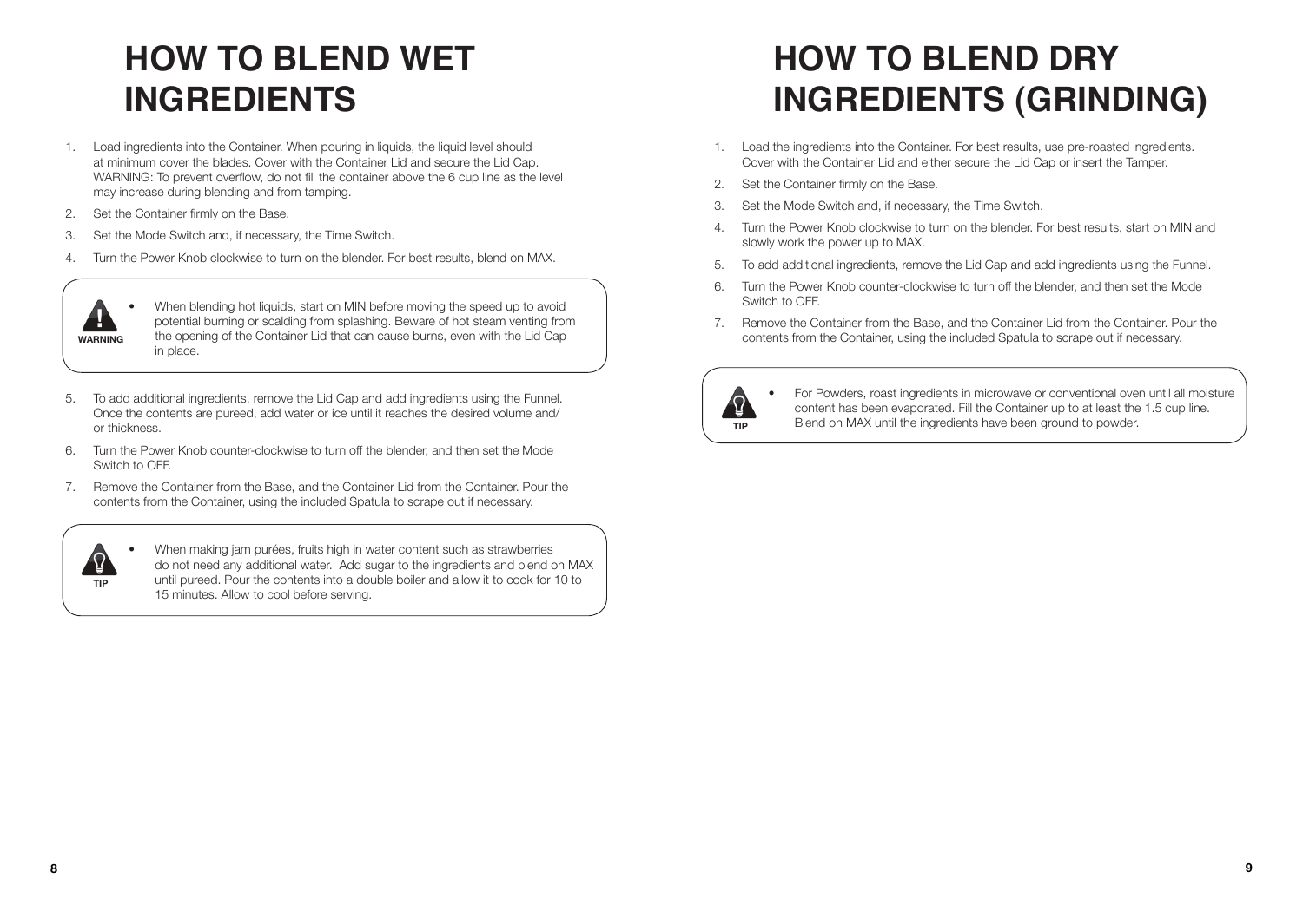# HOW TO BLEND WET INGREDIENTS

1. Load ingredients into the Container. When pouring in liquids, the liquid level should at minimum cover the blades. Cover with the Container Lid and secure the Lid Cap. WARNING: To prevent overflow, do not fill the container above the 6 cup line as the level may increase during blending and from tamping.
2. Set the Container firmly on the Base.
3. Set the Mode Switch and, if necessary, the Time Switch.
4. Turn the Power Knob clockwise to turn on the blender. For best results, blend on MAX.

> **WARNING**
>
> - When blending hot liquids, start on MIN before moving the speed up to avoid potential burning or scalding from splashing. Beware of hot steam venting from the opening of the Container Lid that can cause burns, even with the Lid Cap in place.

5. To add additional ingredients, remove the Lid Cap and add ingredients using the Funnel. Once the contents are pureed, add water or ice until it reaches the desired volume and/ or thickness.
6. Turn the Power Knob counter-clockwise to turn off the blender, and then set the Mode Switch to OFF.
7. Remove the Container from the Base, and the Container Lid from the Container. Pour the contents from the Container, using the included Spatula to scrape out if necessary.

> **TIP**
>
> - When making jam purées, fruits high in water content such as strawberries do not need any additional water. Add sugar to the ingredients and blend on MAX until pureed. Pour the contents into a double boiler and allow it to cook for 10 to 15 minutes. Allow to cool before serving.

# HOW TO BLEND DRY INGREDIENTS (GRINDING)

1. Load the ingredients into the Container. For best results, use pre-roasted ingredients. Cover with the Container Lid and either secure the Lid Cap or insert the Tamper.
2. Set the Container firmly on the Base.
3. Set the Mode Switch and, if necessary, the Time Switch.
4. Turn the Power Knob clockwise to turn on the blender. For best results, start on MIN and slowly work the power up to MAX.
5. To add additional ingredients, remove the Lid Cap and add ingredients using the Funnel.
6. Turn the Power Knob counter-clockwise to turn off the blender, and then set the Mode Switch to OFF.
7. Remove the Container from the Base, and the Container Lid from the Container. Pour the contents from the Container, using the included Spatula to scrape out if necessary.

> **TIP**
>
> - For Powders, roast ingredients in microwave or conventional oven until all moisture content has been evaporated. Fill the Container up to at least the 1.5 cup line. Blend on MAX until the ingredients have been ground to powder.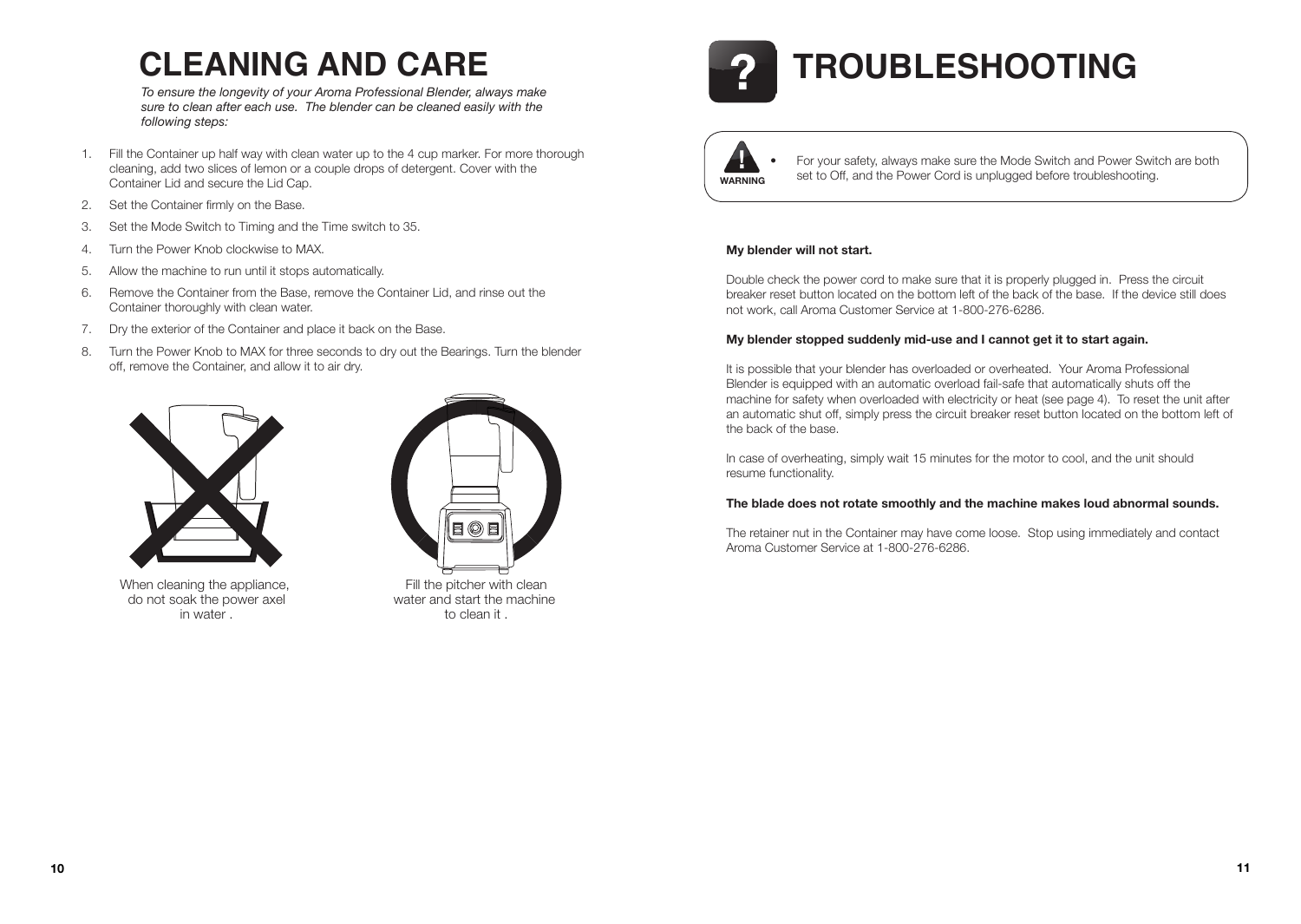# CLEANING AND CARE

*To ensure the longevity of your Aroma Professional Blender, always make sure to clean after each use. The blender can be cleaned easily with the following steps:*

1. Fill the Container up half way with clean water up to the 4 cup marker. For more thorough cleaning, add two slices of lemon or a couple drops of detergent. Cover with the Container Lid and secure the Lid Cap.
2. Set the Container firmly on the Base.
3. Set the Mode Switch to Timing and the Time switch to 35.
4. Turn the Power Knob clockwise to MAX.
5. Allow the machine to run until it stops automatically.
6. Remove the Container from the Base, remove the Container Lid, and rinse out the Container thoroughly with clean water.
7. Dry the exterior of the Container and place it back on the Base.
8. Turn the Power Knob to MAX for three seconds to dry out the Bearings. Turn the blender off, remove the Container, and allow it to air dry.

When cleaning the appliance, do not soak the power axel in water .

Fill the pitcher with clean water and start the machine to clean it .

# TROUBLESHOOTING

**WARNING**

- For your safety, always make sure the Mode Switch and Power Switch are both set to Off, and the Power Cord is unplugged before troubleshooting.

**My blender will not start.**

Double check the power cord to make sure that it is properly plugged in. Press the circuit breaker reset button located on the bottom left of the back of the base. If the device still does not work, call Aroma Customer Service at 1-800-276-6286.

**My blender stopped suddenly mid-use and I cannot get it to start again.**

It is possible that your blender has overloaded or overheated. Your Aroma Professional Blender is equipped with an automatic overload fail-safe that automatically shuts off the machine for safety when overloaded with electricity or heat (see page 4). To reset the unit after an automatic shut off, simply press the circuit breaker reset button located on the bottom left of the back of the base.

In case of overheating, simply wait 15 minutes for the motor to cool, and the unit should resume functionality.

**The blade does not rotate smoothly and the machine makes loud abnormal sounds.**

The retainer nut in the Container may have come loose. Stop using immediately and contact Aroma Customer Service at 1-800-276-6286.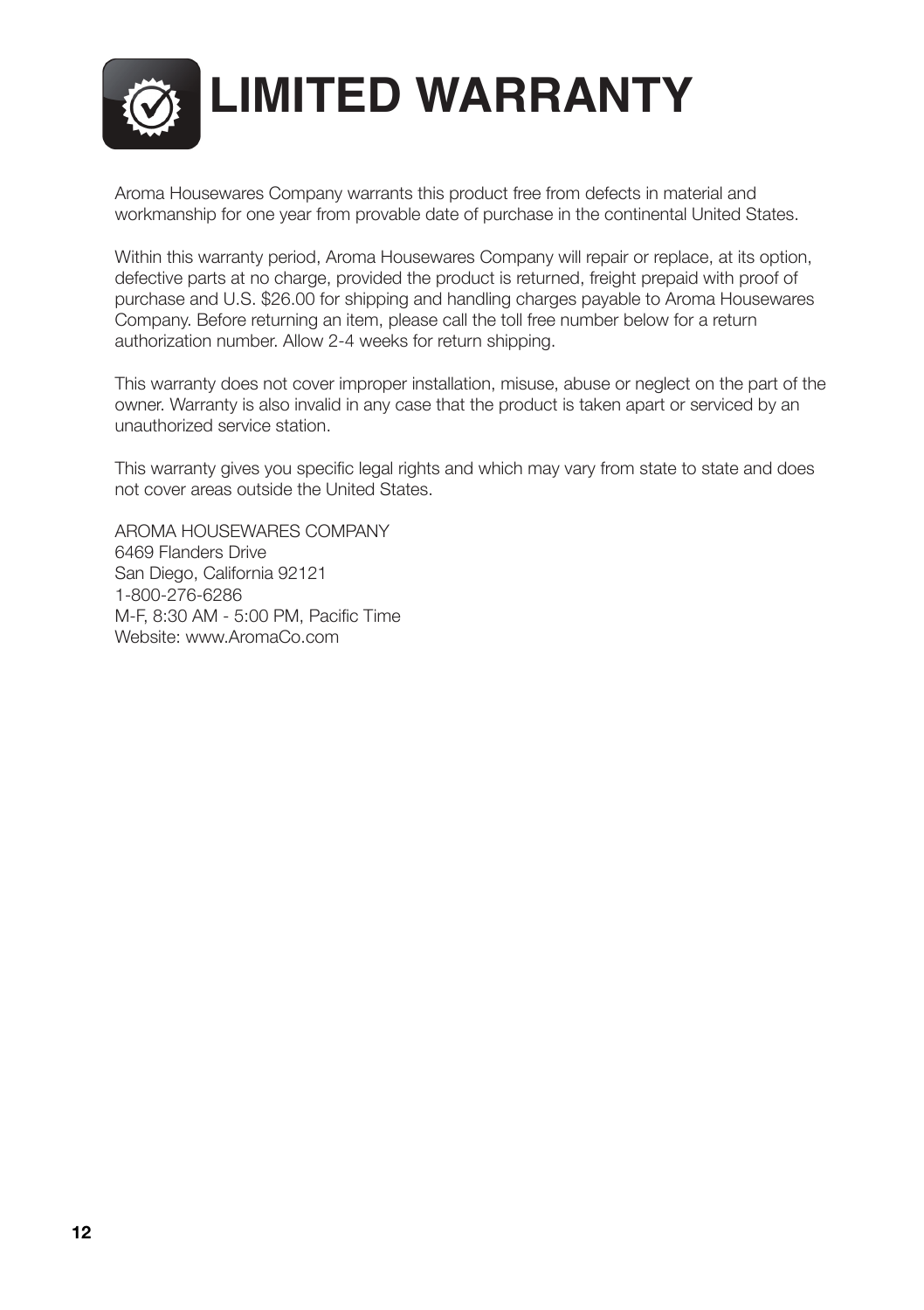# LIMITED WARRANTY

Aroma Housewares Company warrants this product free from defects in material and workmanship for one year from provable date of purchase in the continental United States.

Within this warranty period, Aroma Housewares Company will repair or replace, at its option, defective parts at no charge, provided the product is returned, freight prepaid with proof of purchase and U.S. $26.00 for shipping and handling charges payable to Aroma Housewares Company. Before returning an item, please call the toll free number below for a return authorization number. Allow 2-4 weeks for return shipping.

This warranty does not cover improper installation, misuse, abuse or neglect on the part of the owner. Warranty is also invalid in any case that the product is taken apart or serviced by an unauthorized service station.

This warranty gives you specific legal rights and which may vary from state to state and does not cover areas outside the United States.

AROMA HOUSEWARES COMPANY
6469 Flanders Drive
San Diego, California 92121
1-800-276-6286
M-F, 8:30 AM - 5:00 PM, Pacific Time
Website: www.AromaCo.com